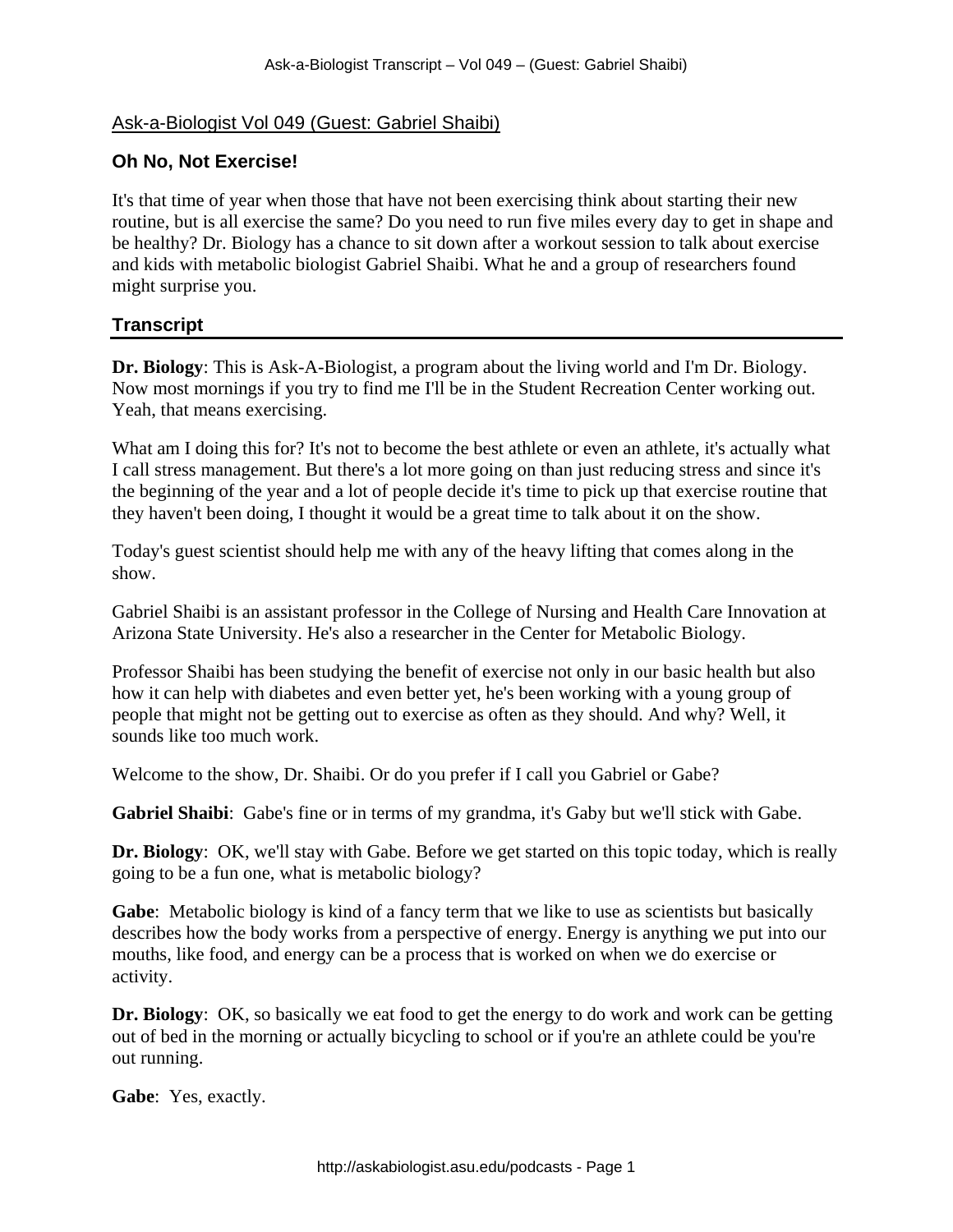Ask-a-Biologist Vol 049 (Guest: Gabriel Shaibi)

## Oh No, Not Exercise!

It's that time of year when those that have not been exercising think about starting their new routine, but is all exercise the same? Do you need to run five miles every day to get in shape and be healthy? Dr. Biology has a chance to sit down after a workout session to talk about exercise and kids with metabolic biologist Gabriel Shaibi. What he and a group of researchers found might surprise you.

## Transcript

**Dr. Biology**: This is Ask-A-Biologist, a program about the living world and I'm Dr. Biology. Now most mornings if you try to find me I'll be in the Student Recreation Center working out. Yeah, that means exercising.

What am I doing this for? It's not to become the best athlete or even an athlete, it's actually what I call stress management. But there's a lot more going on than just reducing stress and since it's the beginning of the year and a lot of people decide it's time to pick up that exercise routine that they haven't been doing, I thought it would be a great time to talk about it on the show.

Today's guest scientist should help me with any of the heavy lifting that comes along in the show.

Gabriel Shaibi is an assistant professor in the College of Nursing and Health Care Innovation at Arizona State University. He's also a researcher in the Center for Metabolic Biology.

Professor Shaibi has been studying the benefit of exercise not only in our basic health but also how it can help with diabetes and even better yet, he's been working with a young group of people that might not be getting out to exercise as often as they should. And why? Well, it sounds like too much work.

Welcome to the show, Dr. Shaibi. Or do you prefer if I call you Gabriel or Gabe?

**Gabriel Shaibi**: Gabe's fine or in terms of my grandma, it's Gaby but we'll stick with Gabe.

**Dr. Biology**: OK, we'll stay with Gabe. Before we get started on this topic today, which is really going to be a fun one, what is metabolic biology?

**Gabe**: Metabolic biology is kind of a fancy term that we like to use as scientists but basically describes how the body works from a perspective of energy. Energy is anything we put into our mouths, like food, and energy can be a process that is worked on when we do exercise or activity.

**Dr. Biology**: OK, so basically we eat food to get the energy to do work and work can be getting out of bed in the morning or actually bicycling to school or if you're an athlete could be you're out running.

**Gabe**: Yes, exactly.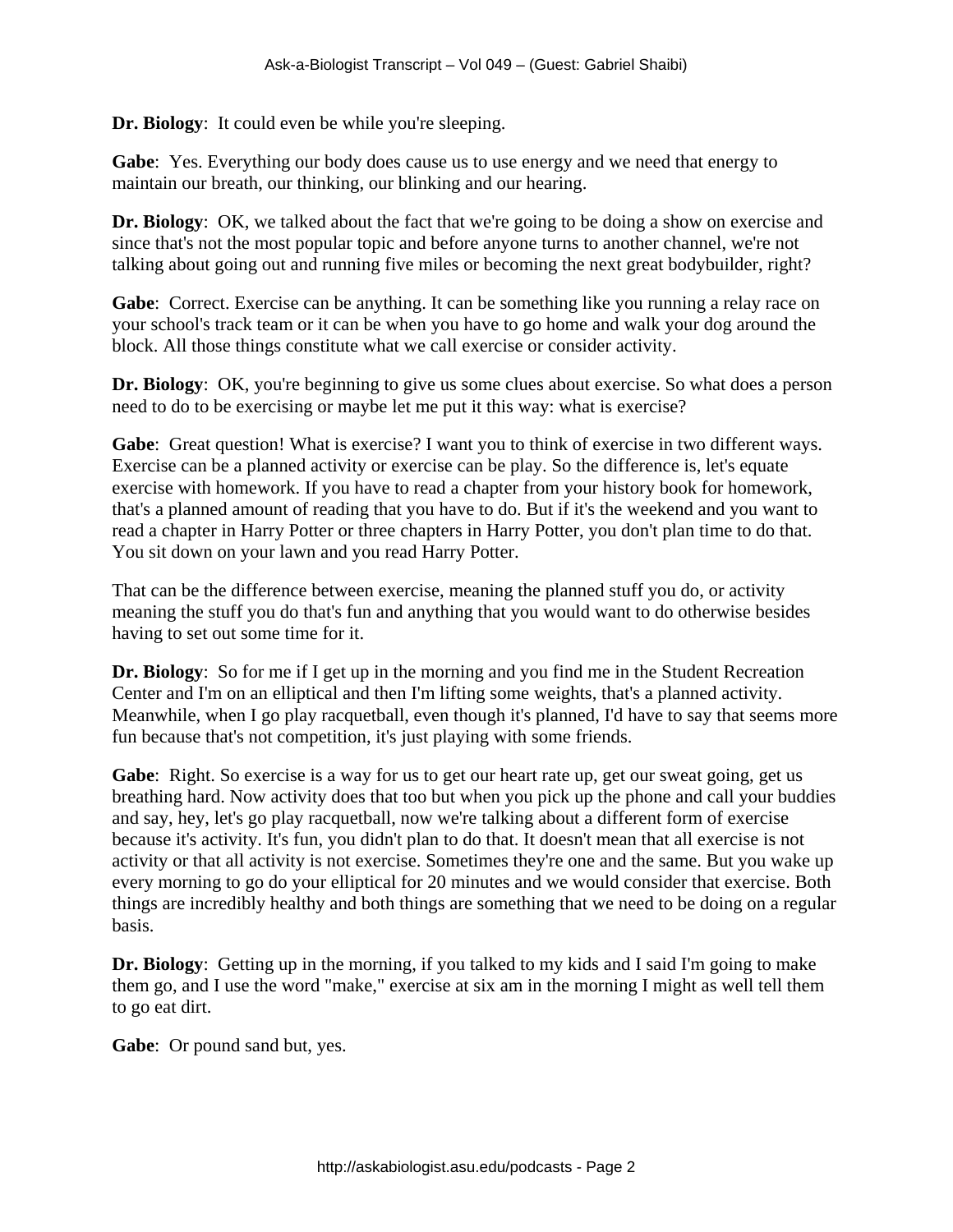**Dr. Biology**: It could even be while you're sleeping.

**Gabe**: Yes. Everything our body does cause us to use energy and we need that energy to maintain our breath, our thinking, our blinking and our hearing.

**Dr. Biology**: OK, we talked about the fact that we're going to be doing a show on exercise and since that's not the most popular topic and before anyone turns to another channel, we're not talking about going out and running five miles or becoming the next great bodybuilder, right?

**Gabe**: Correct. Exercise can be anything. It can be something like you running a relay race on your school's track team or it can be when you have to go home and walk your dog around the block. All those things constitute what we call exercise or consider activity.

**Dr. Biology**: OK, you're beginning to give us some clues about exercise. So what does a person need to do to be exercising or maybe let me put it this way: what is exercise?

**Gabe**: Great question! What is exercise? I want you to think of exercise in two different ways. Exercise can be a planned activity or exercise can be play. So the difference is, let's equate exercise with homework. If you have to read a chapter from your history book for homework, that's a planned amount of reading that you have to do. But if it's the weekend and you want to read a chapter in Harry Potter or three chapters in Harry Potter, you don't plan time to do that. You sit down on your lawn and you read Harry Potter.

That can be the difference between exercise, meaning the planned stuff you do, or activity meaning the stuff you do that's fun and anything that you would want to do otherwise besides having to set out some time for it.

**Dr. Biology**: So for me if I get up in the morning and you find me in the Student Recreation Center and I'm on an elliptical and then I'm lifting some weights, that's a planned activity. Meanwhile, when I go play racquetball, even though it's planned, I'd have to say that seems more fun because that's not competition, it's just playing with some friends.

**Gabe**: Right. So exercise is a way for us to get our heart rate up, get our sweat going, get us breathing hard. Now activity does that too but when you pick up the phone and call your buddies and say, hey, let's go play racquetball, now we're talking about a different form of exercise because it's activity. It's fun, you didn't plan to do that. It doesn't mean that all exercise is not activity or that all activity is not exercise. Sometimes they're one and the same. But you wake up every morning to go do your elliptical for 20 minutes and we would consider that exercise. Both things are incredibly healthy and both things are something that we need to be doing on a regular basis.

**Dr. Biology**: Getting up in the morning, if you talked to my kids and I said I'm going to make them go, and I use the word "make," exercise at six am in the morning I might as well tell them to go eat dirt.

**Gabe**: Or pound sand but, yes.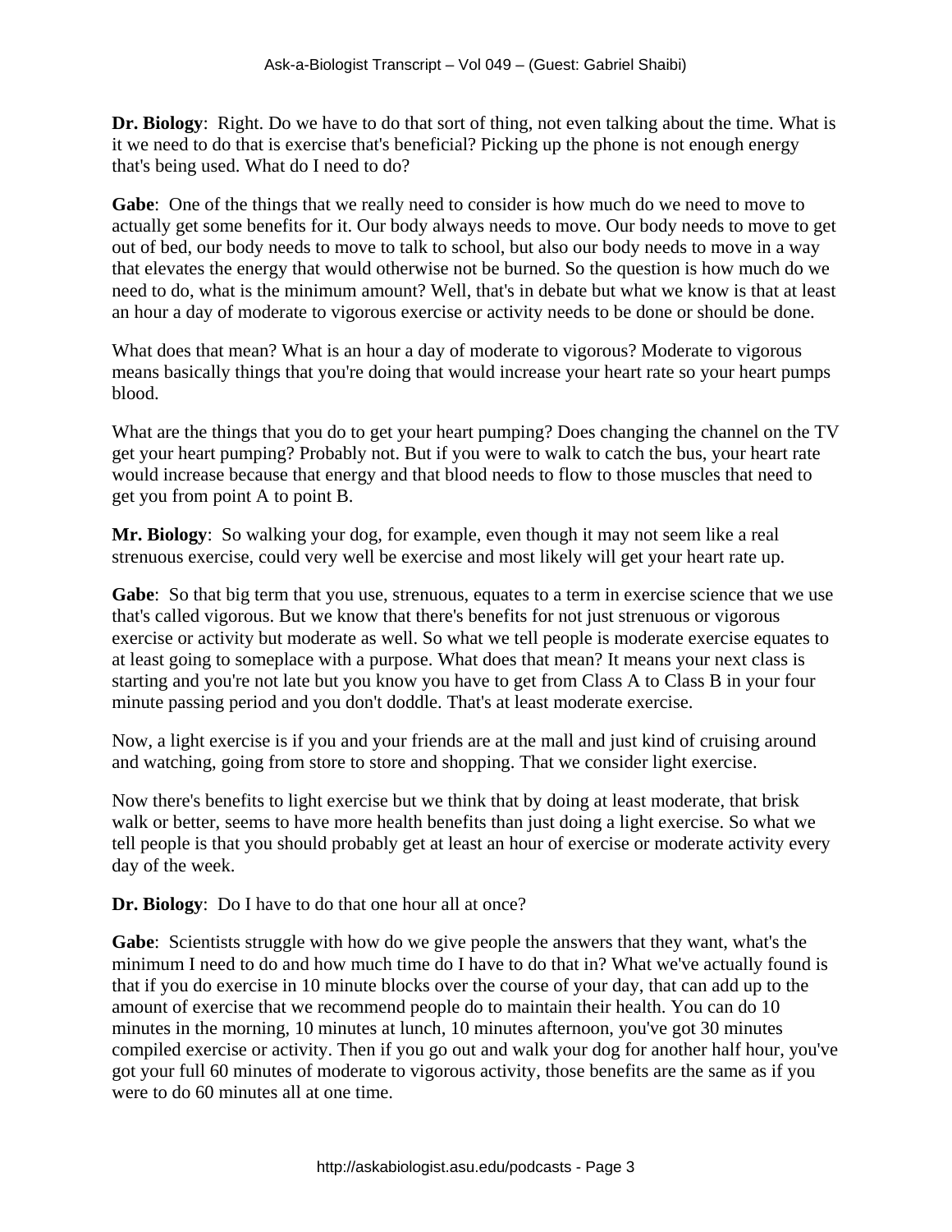**Dr. Biology**: Right. Do we have to do that sort of thing, not even talking about the time. What is it we need to do that is exercise that's beneficial? Picking up the phone is not enough energy that's being used. What do I need to do?

**Gabe**: One of the things that we really need to consider is how much do we need to move to actually get some benefits for it. Our body always needs to move. Our body needs to move to get out of bed, our body needs to move to talk to school, but also our body needs to move in a way that elevates the energy that would otherwise not be burned. So the question is how much do we need to do, what is the minimum amount? Well, that's in debate but what we know is that at least an hour a day of moderate to vigorous exercise or activity needs to be done or should be done.

What does that mean? What is an hour a day of moderate to vigorous? Moderate to vigorous means basically things that you're doing that would increase your heart rate so your heart pumps blood.

What are the things that you do to get your heart pumping? Does changing the channel on the TV get your heart pumping? Probably not. But if you were to walk to catch the bus, your heart rate would increase because that energy and that blood needs to flow to those muscles that need to get you from point A to point B.

**Mr. Biology**: So walking your dog, for example, even though it may not seem like a real strenuous exercise, could very well be exercise and most likely will get your heart rate up.

**Gabe**: So that big term that you use, strenuous, equates to a term in exercise science that we use that's called vigorous. But we know that there's benefits for not just strenuous or vigorous exercise or activity but moderate as well. So what we tell people is moderate exercise equates to at least going to someplace with a purpose. What does that mean? It means your next class is starting and you're not late but you know you have to get from Class A to Class B in your four minute passing period and you don't doddle. That's at least moderate exercise.

Now, a light exercise is if you and your friends are at the mall and just kind of cruising around and watching, going from store to store and shopping. That we consider light exercise.

Now there's benefits to light exercise but we think that by doing at least moderate, that brisk walk or better, seems to have more health benefits than just doing a light exercise. So what we tell people is that you should probably get at least an hour of exercise or moderate activity every day of the week.

**Dr. Biology**: Do I have to do that one hour all at once?

**Gabe**: Scientists struggle with how do we give people the answers that they want, what's the minimum I need to do and how much time do I have to do that in? What we've actually found is that if you do exercise in 10 minute blocks over the course of your day, that can add up to the amount of exercise that we recommend people do to maintain their health. You can do 10 minutes in the morning, 10 minutes at lunch, 10 minutes afternoon, you've got 30 minutes compiled exercise or activity. Then if you go out and walk your dog for another half hour, you've got your full 60 minutes of moderate to vigorous activity, those benefits are the same as if you were to do 60 minutes all at one time.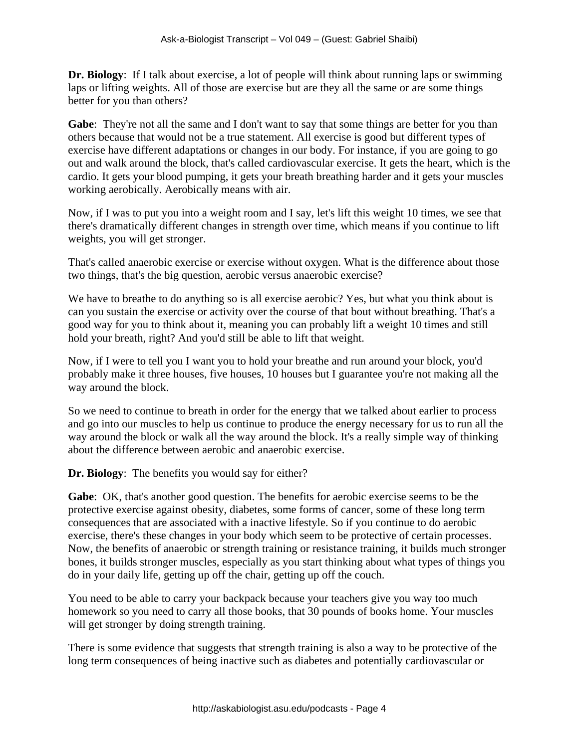**Dr. Biology**: If I talk about exercise, a lot of people will think about running laps or swimming laps or lifting weights. All of those are exercise but are they all the same or are some things better for you than others?

**Gabe**: They're not all the same and I don't want to say that some things are better for you than others because that would not be a true statement. All exercise is good but different types of exercise have different adaptations or changes in our body. For instance, if you are going to go out and walk around the block, that's called cardiovascular exercise. It gets the heart, which is the cardio. It gets your blood pumping, it gets your breath breathing harder and it gets your muscles working aerobically. Aerobically means with air.

Now, if I was to put you into a weight room and I say, let's lift this weight 10 times, we see that there's dramatically different changes in strength over time, which means if you continue to lift weights, you will get stronger.

That's called anaerobic exercise or exercise without oxygen. What is the difference about those two things, that's the big question, aerobic versus anaerobic exercise?

We have to breathe to do anything so is all exercise aerobic? Yes, but what you think about is can you sustain the exercise or activity over the course of that bout without breathing. That's a good way for you to think about it, meaning you can probably lift a weight 10 times and still hold your breath, right? And you'd still be able to lift that weight.

Now, if I were to tell you I want you to hold your breathe and run around your block, you'd probably make it three houses, five houses, 10 houses but I guarantee you're not making all the way around the block.

So we need to continue to breath in order for the energy that we talked about earlier to process and go into our muscles to help us continue to produce the energy necessary for us to run all the way around the block or walk all the way around the block. It's a really simple way of thinking about the difference between aerobic and anaerobic exercise.

**Dr. Biology**: The benefits you would say for either?

**Gabe**: OK, that's another good question. The benefits for aerobic exercise seems to be the protective exercise against obesity, diabetes, some forms of cancer, some of these long term consequences that are associated with a inactive lifestyle. So if you continue to do aerobic exercise, there's these changes in your body which seem to be protective of certain processes. Now, the benefits of anaerobic or strength training or resistance training, it builds much stronger bones, it builds stronger muscles, especially as you start thinking about what types of things you do in your daily life, getting up off the chair, getting up off the couch.

You need to be able to carry your backpack because your teachers give you way too much homework so you need to carry all those books, that 30 pounds of books home. Your muscles will get stronger by doing strength training.

There is some evidence that suggests that strength training is also a way to be protective of the long term consequences of being inactive such as diabetes and potentially cardiovascular or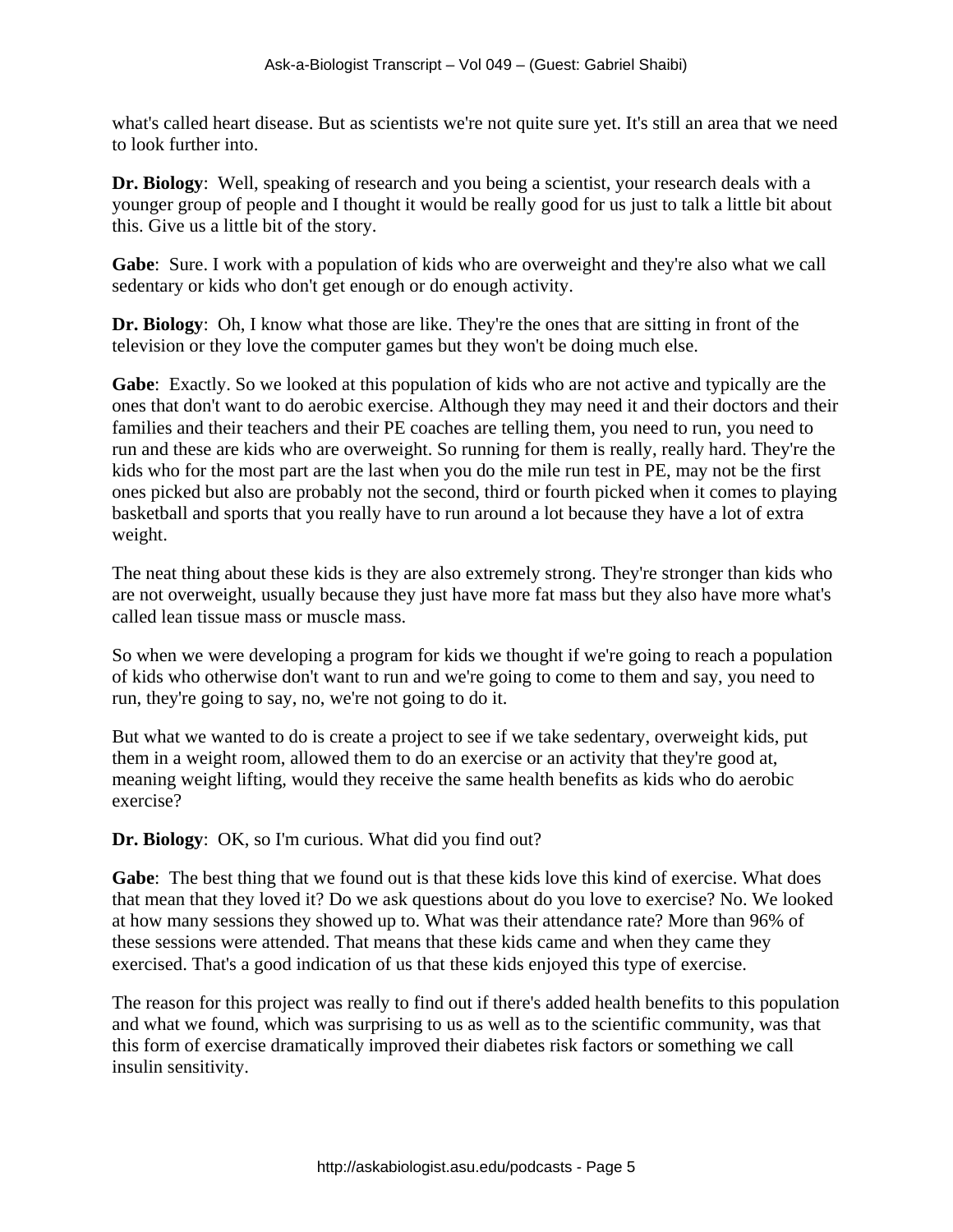what's called heart disease. But as scientists we're not quite sure yet. It's still an area that we need to look further into.

**Dr. Biology**: Well, speaking of research and you being a scientist, your research deals with a younger group of people and I thought it would be really good for us just to talk a little bit about this. Give us a little bit of the story.

**Gabe**: Sure. I work with a population of kids who are overweight and they're also what we call sedentary or kids who don't get enough or do enough activity.

**Dr. Biology**: Oh, I know what those are like. They're the ones that are sitting in front of the television or they love the computer games but they won't be doing much else.

**Gabe**: Exactly. So we looked at this population of kids who are not active and typically are the ones that don't want to do aerobic exercise. Although they may need it and their doctors and their families and their teachers and their PE coaches are telling them, you need to run, you need to run and these are kids who are overweight. So running for them is really, really hard. They're the kids who for the most part are the last when you do the mile run test in PE, may not be the first ones picked but also are probably not the second, third or fourth picked when it comes to playing basketball and sports that you really have to run around a lot because they have a lot of extra weight.

The neat thing about these kids is they are also extremely strong. They're stronger than kids who are not overweight, usually because they just have more fat mass but they also have more what's called lean tissue mass or muscle mass.

So when we were developing a program for kids we thought if we're going to reach a population of kids who otherwise don't want to run and we're going to come to them and say, you need to run, they're going to say, no, we're not going to do it.

But what we wanted to do is create a project to see if we take sedentary, overweight kids, put them in a weight room, allowed them to do an exercise or an activity that they're good at, meaning weight lifting, would they receive the same health benefits as kids who do aerobic exercise?

**Dr. Biology**: OK, so I'm curious. What did you find out?

**Gabe**: The best thing that we found out is that these kids love this kind of exercise. What does that mean that they loved it? Do we ask questions about do you love to exercise? No. We looked at how many sessions they showed up to. What was their attendance rate? More than 96% of these sessions were attended. That means that these kids came and when they came they exercised. That's a good indication of us that these kids enjoyed this type of exercise.

The reason for this project was really to find out if there's added health benefits to this population and what we found, which was surprising to us as well as to the scientific community, was that this form of exercise dramatically improved their diabetes risk factors or something we call insulin sensitivity.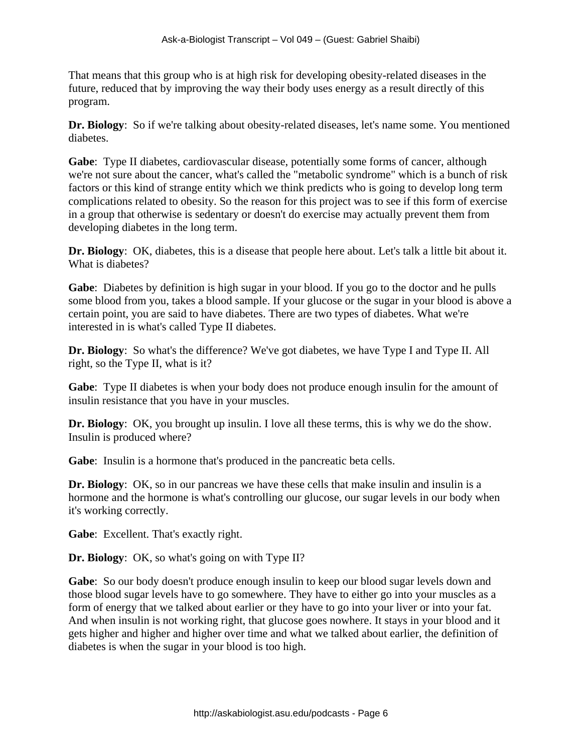That means that this group who is at high risk for developing obesity-related diseases in the future, reduced that by improving the way their body uses energy as a result directly of this program.

**Dr. Biology**: So if we're talking about obesity-related diseases, let's name some. You mentioned diabetes.

**Gabe**: Type II diabetes, cardiovascular disease, potentially some forms of cancer, although we're not sure about the cancer, what's called the "metabolic syndrome" which is a bunch of risk factors or this kind of strange entity which we think predicts who is going to develop long term complications related to obesity. So the reason for this project was to see if this form of exercise in a group that otherwise is sedentary or doesn't do exercise may actually prevent them from developing diabetes in the long term.

**Dr. Biology**: OK, diabetes, this is a disease that people here about. Let's talk a little bit about it. What is diabetes?

**Gabe**: Diabetes by definition is high sugar in your blood. If you go to the doctor and he pulls some blood from you, takes a blood sample. If your glucose or the sugar in your blood is above a certain point, you are said to have diabetes. There are two types of diabetes. What we're interested in is what's called Type II diabetes.

**Dr. Biology**: So what's the difference? We've got diabetes, we have Type I and Type II. All right, so the Type II, what is it?

**Gabe**: Type II diabetes is when your body does not produce enough insulin for the amount of insulin resistance that you have in your muscles.

**Dr. Biology**: OK, you brought up insulin. I love all these terms, this is why we do the show. Insulin is produced where?

**Gabe**: Insulin is a hormone that's produced in the pancreatic beta cells.

**Dr. Biology**: OK, so in our pancreas we have these cells that make insulin and insulin is a hormone and the hormone is what's controlling our glucose, our sugar levels in our body when it's working correctly.

**Gabe**: Excellent. That's exactly right.

**Dr. Biology**: OK, so what's going on with Type II?

**Gabe**: So our body doesn't produce enough insulin to keep our blood sugar levels down and those blood sugar levels have to go somewhere. They have to either go into your muscles as a form of energy that we talked about earlier or they have to go into your liver or into your fat. And when insulin is not working right, that glucose goes nowhere. It stays in your blood and it gets higher and higher and higher over time and what we talked about earlier, the definition of diabetes is when the sugar in your blood is too high.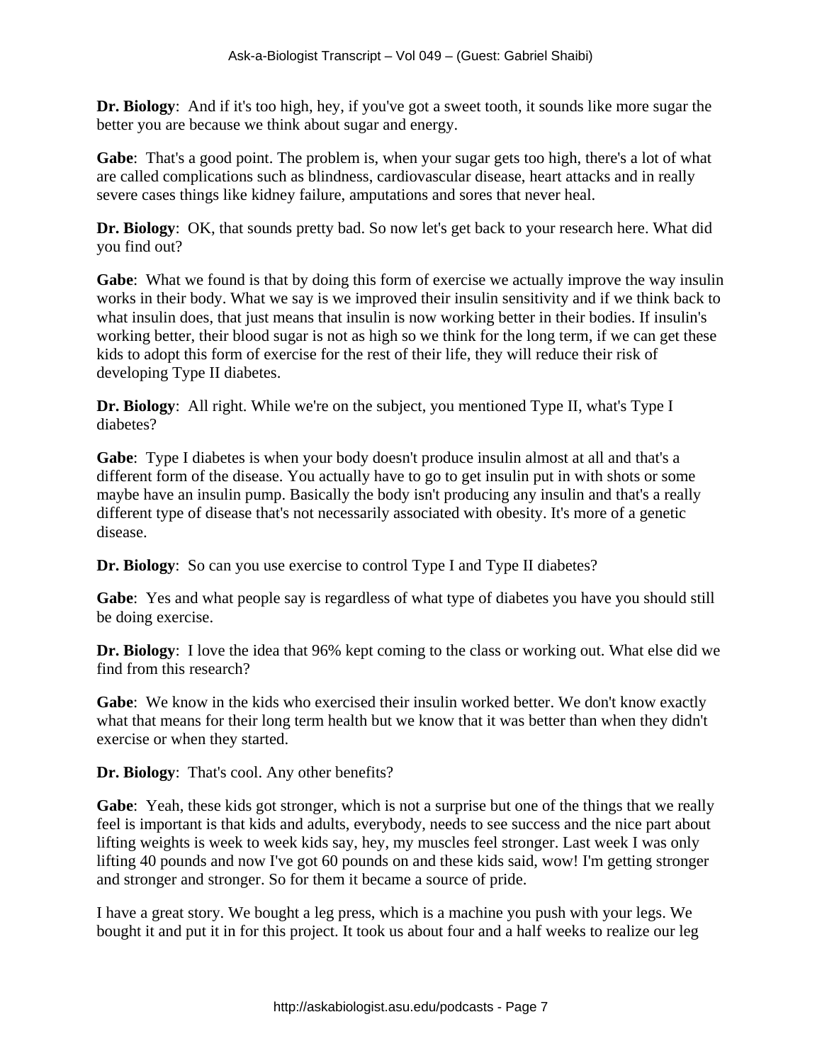**Dr. Biology**: And if it's too high, hey, if you've got a sweet tooth, it sounds like more sugar the better you are because we think about sugar and energy.

**Gabe**: That's a good point. The problem is, when your sugar gets too high, there's a lot of what are called complications such as blindness, cardiovascular disease, heart attacks and in really severe cases things like kidney failure, amputations and sores that never heal.

**Dr. Biology**: OK, that sounds pretty bad. So now let's get back to your research here. What did you find out?

**Gabe**: What we found is that by doing this form of exercise we actually improve the way insulin works in their body. What we say is we improved their insulin sensitivity and if we think back to what insulin does, that just means that insulin is now working better in their bodies. If insulin's working better, their blood sugar is not as high so we think for the long term, if we can get these kids to adopt this form of exercise for the rest of their life, they will reduce their risk of developing Type II diabetes.

**Dr. Biology**: All right. While we're on the subject, you mentioned Type II, what's Type I diabetes?

**Gabe**: Type I diabetes is when your body doesn't produce insulin almost at all and that's a different form of the disease. You actually have to go to get insulin put in with shots or some maybe have an insulin pump. Basically the body isn't producing any insulin and that's a really different type of disease that's not necessarily associated with obesity. It's more of a genetic disease.

**Dr. Biology**: So can you use exercise to control Type I and Type II diabetes?

**Gabe**: Yes and what people say is regardless of what type of diabetes you have you should still be doing exercise.

**Dr. Biology**: I love the idea that 96% kept coming to the class or working out. What else did we find from this research?

**Gabe**: We know in the kids who exercised their insulin worked better. We don't know exactly what that means for their long term health but we know that it was better than when they didn't exercise or when they started.

**Dr. Biology**: That's cool. Any other benefits?

**Gabe**: Yeah, these kids got stronger, which is not a surprise but one of the things that we really feel is important is that kids and adults, everybody, needs to see success and the nice part about lifting weights is week to week kids say, hey, my muscles feel stronger. Last week I was only lifting 40 pounds and now I've got 60 pounds on and these kids said, wow! I'm getting stronger and stronger and stronger. So for them it became a source of pride.

I have a great story. We bought a leg press, which is a machine you push with your legs. We bought it and put it in for this project. It took us about four and a half weeks to realize our leg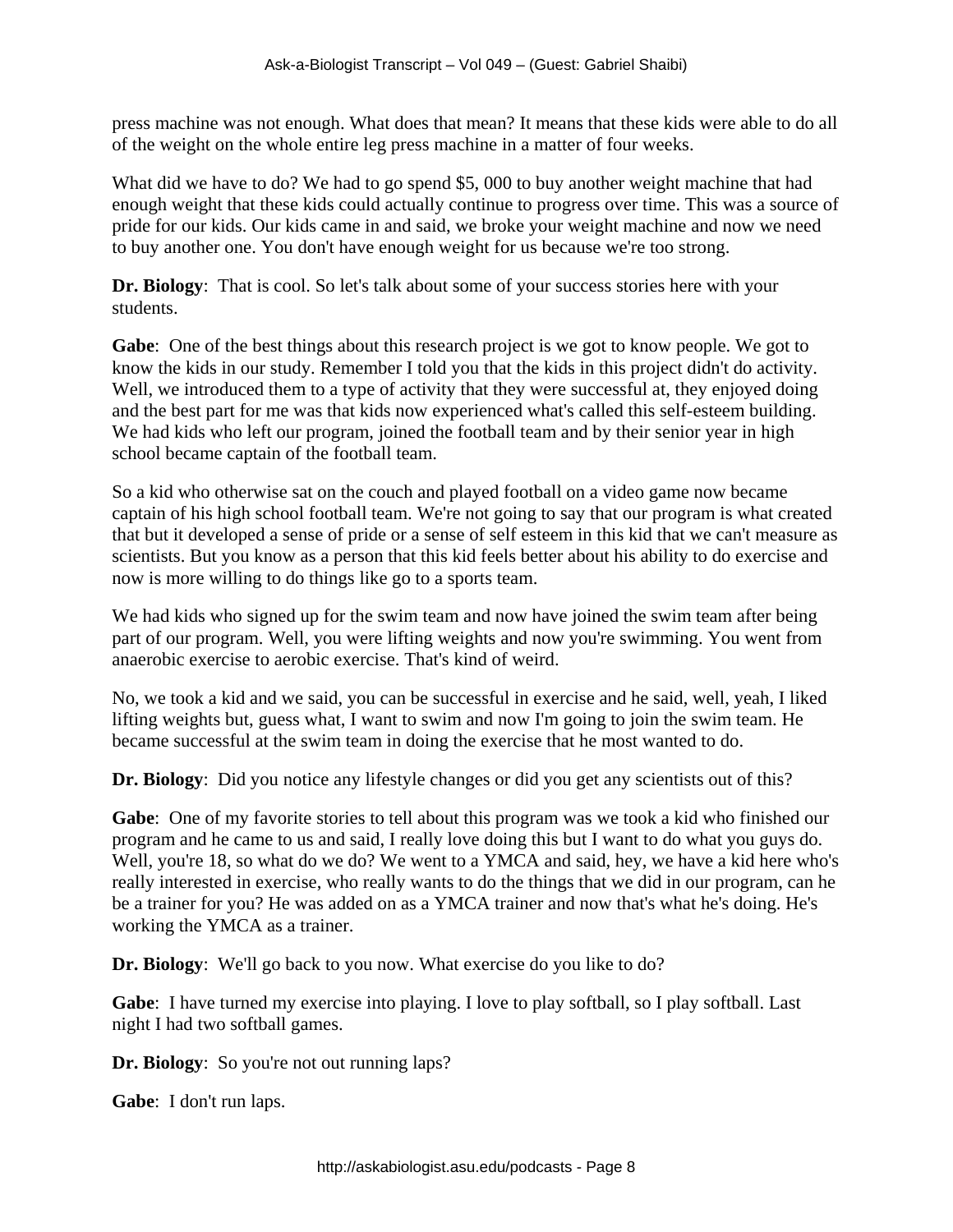press machine was not enough. What does that mean? It means that these kids were able to do all of the weight on the whole entire leg press machine in a matter of four weeks.

What did we have to do? We had to go spend $5, 000 to buy another weight machine that had enough weight that these kids could actually continue to progress over time. This was a source of pride for our kids. Our kids came in and said, we broke your weight machine and now we need to buy another one. You don't have enough weight for us because we're too strong.

**Dr. Biology**: That is cool. So let's talk about some of your success stories here with your students.

**Gabe**: One of the best things about this research project is we got to know people. We got to know the kids in our study. Remember I told you that the kids in this project didn't do activity. Well, we introduced them to a type of activity that they were successful at, they enjoyed doing and the best part for me was that kids now experienced what's called this self-esteem building. We had kids who left our program, joined the football team and by their senior year in high school became captain of the football team.

So a kid who otherwise sat on the couch and played football on a video game now became captain of his high school football team. We're not going to say that our program is what created that but it developed a sense of pride or a sense of self esteem in this kid that we can't measure as scientists. But you know as a person that this kid feels better about his ability to do exercise and now is more willing to do things like go to a sports team.

We had kids who signed up for the swim team and now have joined the swim team after being part of our program. Well, you were lifting weights and now you're swimming. You went from anaerobic exercise to aerobic exercise. That's kind of weird.

No, we took a kid and we said, you can be successful in exercise and he said, well, yeah, I liked lifting weights but, guess what, I want to swim and now I'm going to join the swim team. He became successful at the swim team in doing the exercise that he most wanted to do.

**Dr. Biology**: Did you notice any lifestyle changes or did you get any scientists out of this?

**Gabe**: One of my favorite stories to tell about this program was we took a kid who finished our program and he came to us and said, I really love doing this but I want to do what you guys do. Well, you're 18, so what do we do? We went to a YMCA and said, hey, we have a kid here who's really interested in exercise, who really wants to do the things that we did in our program, can he be a trainer for you? He was added on as a YMCA trainer and now that's what he's doing. He's working the YMCA as a trainer.

**Dr. Biology**: We'll go back to you now. What exercise do you like to do?

**Gabe**: I have turned my exercise into playing. I love to play softball, so I play softball. Last night I had two softball games.

**Dr. Biology**: So you're not out running laps?

**Gabe**: I don't run laps.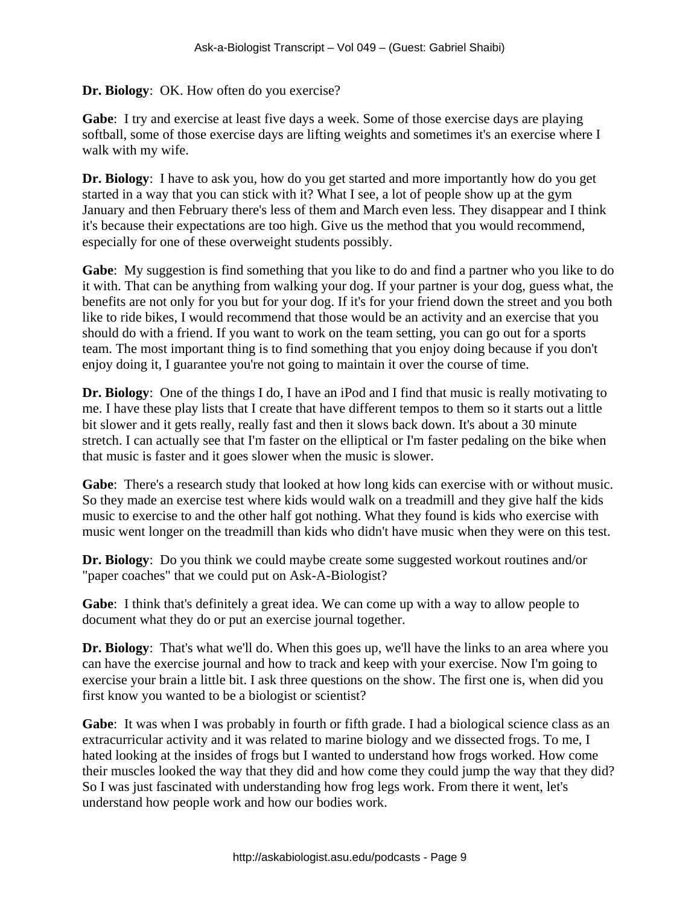**Dr. Biology**: OK. How often do you exercise?

**Gabe**: I try and exercise at least five days a week. Some of those exercise days are playing softball, some of those exercise days are lifting weights and sometimes it's an exercise where I walk with my wife.

**Dr. Biology**: I have to ask you, how do you get started and more importantly how do you get started in a way that you can stick with it? What I see, a lot of people show up at the gym January and then February there's less of them and March even less. They disappear and I think it's because their expectations are too high. Give us the method that you would recommend, especially for one of these overweight students possibly.

**Gabe**: My suggestion is find something that you like to do and find a partner who you like to do it with. That can be anything from walking your dog. If your partner is your dog, guess what, the benefits are not only for you but for your dog. If it's for your friend down the street and you both like to ride bikes, I would recommend that those would be an activity and an exercise that you should do with a friend. If you want to work on the team setting, you can go out for a sports team. The most important thing is to find something that you enjoy doing because if you don't enjoy doing it, I guarantee you're not going to maintain it over the course of time.

**Dr. Biology**: One of the things I do, I have an iPod and I find that music is really motivating to me. I have these play lists that I create that have different tempos to them so it starts out a little bit slower and it gets really, really fast and then it slows back down. It's about a 30 minute stretch. I can actually see that I'm faster on the elliptical or I'm faster pedaling on the bike when that music is faster and it goes slower when the music is slower.

**Gabe**: There's a research study that looked at how long kids can exercise with or without music. So they made an exercise test where kids would walk on a treadmill and they give half the kids music to exercise to and the other half got nothing. What they found is kids who exercise with music went longer on the treadmill than kids who didn't have music when they were on this test.

**Dr. Biology**: Do you think we could maybe create some suggested workout routines and/or "paper coaches" that we could put on Ask-A-Biologist?

**Gabe**: I think that's definitely a great idea. We can come up with a way to allow people to document what they do or put an exercise journal together.

**Dr. Biology**: That's what we'll do. When this goes up, we'll have the links to an area where you can have the exercise journal and how to track and keep with your exercise. Now I'm going to exercise your brain a little bit. I ask three questions on the show. The first one is, when did you first know you wanted to be a biologist or scientist?

**Gabe**: It was when I was probably in fourth or fifth grade. I had a biological science class as an extracurricular activity and it was related to marine biology and we dissected frogs. To me, I hated looking at the insides of frogs but I wanted to understand how frogs worked. How come their muscles looked the way that they did and how come they could jump the way that they did? So I was just fascinated with understanding how frog legs work. From there it went, let's understand how people work and how our bodies work.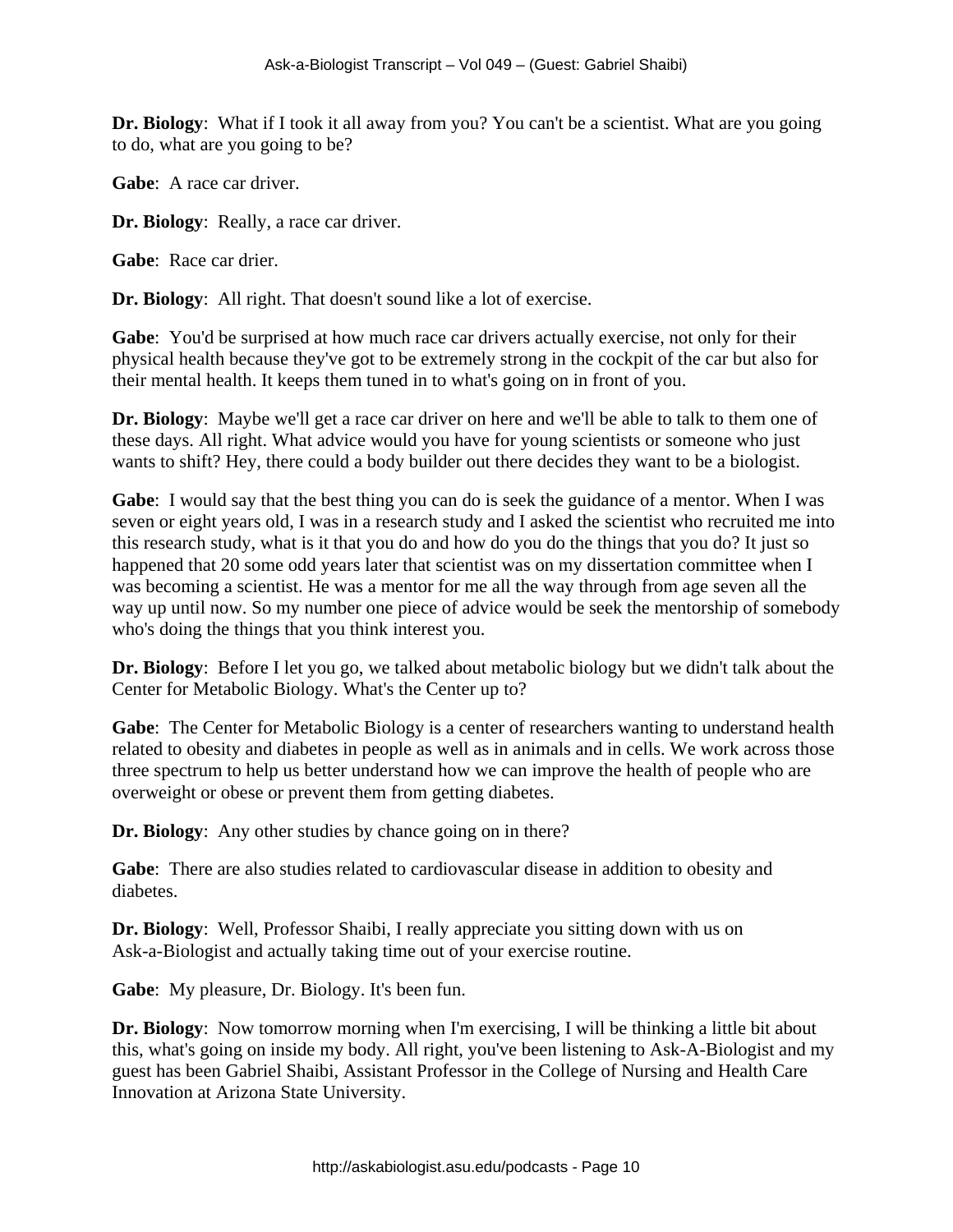**Dr. Biology**: What if I took it all away from you? You can't be a scientist. What are you going to do, what are you going to be?

**Gabe**: A race car driver.

**Dr. Biology**: Really, a race car driver.

**Gabe**: Race car drier.

**Dr. Biology**: All right. That doesn't sound like a lot of exercise.

**Gabe**: You'd be surprised at how much race car drivers actually exercise, not only for their physical health because they've got to be extremely strong in the cockpit of the car but also for their mental health. It keeps them tuned in to what's going on in front of you.

**Dr. Biology**: Maybe we'll get a race car driver on here and we'll be able to talk to them one of these days. All right. What advice would you have for young scientists or someone who just wants to shift? Hey, there could a body builder out there decides they want to be a biologist.

**Gabe**: I would say that the best thing you can do is seek the guidance of a mentor. When I was seven or eight years old, I was in a research study and I asked the scientist who recruited me into this research study, what is it that you do and how do you do the things that you do? It just so happened that 20 some odd years later that scientist was on my dissertation committee when I was becoming a scientist. He was a mentor for me all the way through from age seven all the way up until now. So my number one piece of advice would be seek the mentorship of somebody who's doing the things that you think interest you.

**Dr. Biology**: Before I let you go, we talked about metabolic biology but we didn't talk about the Center for Metabolic Biology. What's the Center up to?

**Gabe**: The Center for Metabolic Biology is a center of researchers wanting to understand health related to obesity and diabetes in people as well as in animals and in cells. We work across those three spectrum to help us better understand how we can improve the health of people who are overweight or obese or prevent them from getting diabetes.

**Dr. Biology**: Any other studies by chance going on in there?

**Gabe**: There are also studies related to cardiovascular disease in addition to obesity and diabetes.

**Dr. Biology**: Well, Professor Shaibi, I really appreciate you sitting down with us on Ask-a-Biologist and actually taking time out of your exercise routine.

**Gabe**: My pleasure, Dr. Biology. It's been fun.

**Dr. Biology**: Now tomorrow morning when I'm exercising, I will be thinking a little bit about this, what's going on inside my body. All right, you've been listening to Ask-A-Biologist and my guest has been Gabriel Shaibi, Assistant Professor in the College of Nursing and Health Care Innovation at Arizona State University.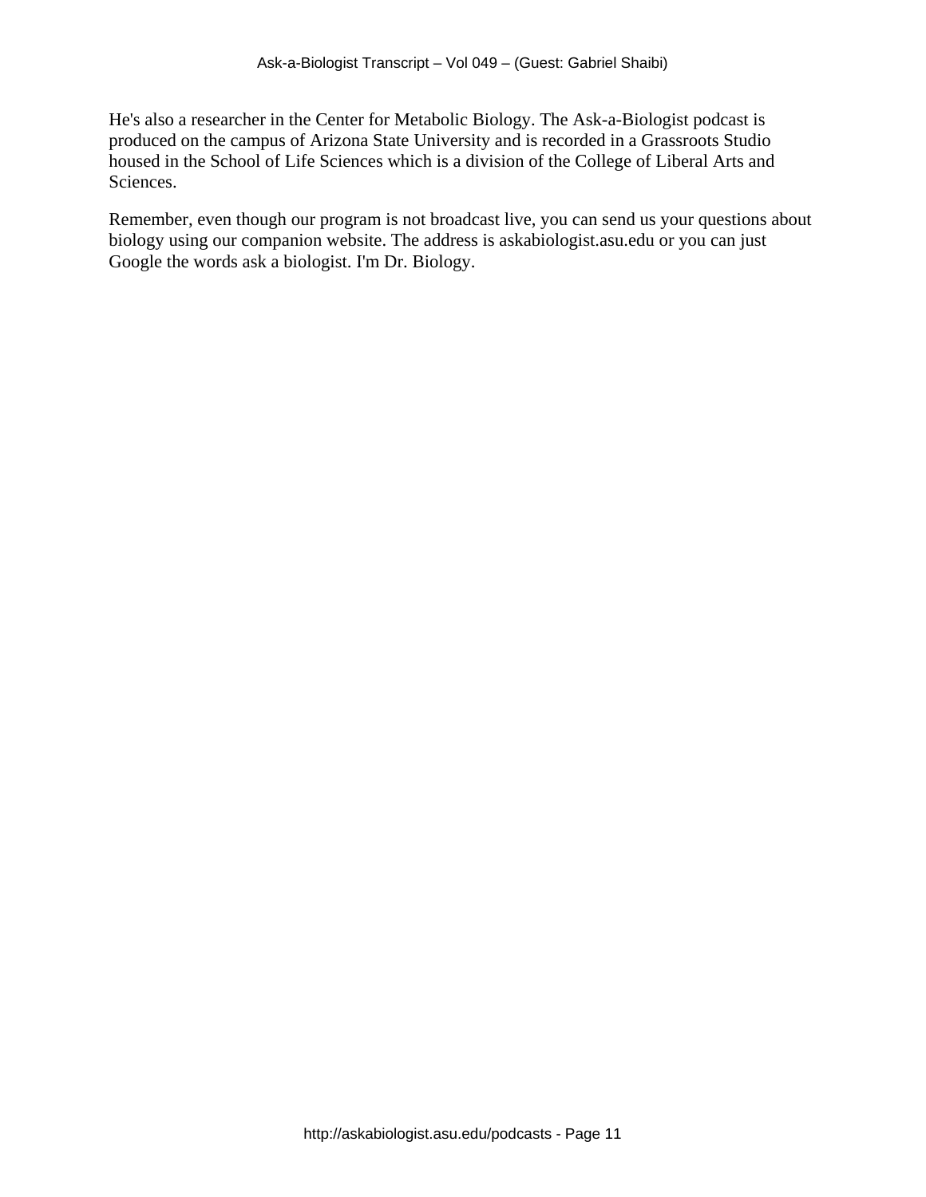He's also a researcher in the Center for Metabolic Biology. The Ask-a-Biologist podcast is produced on the campus of Arizona State University and is recorded in a Grassroots Studio housed in the School of Life Sciences which is a division of the College of Liberal Arts and Sciences.

Remember, even though our program is not broadcast live, you can send us your questions about biology using our companion website. The address is askabiologist.asu.edu or you can just Google the words ask a biologist. I'm Dr. Biology.